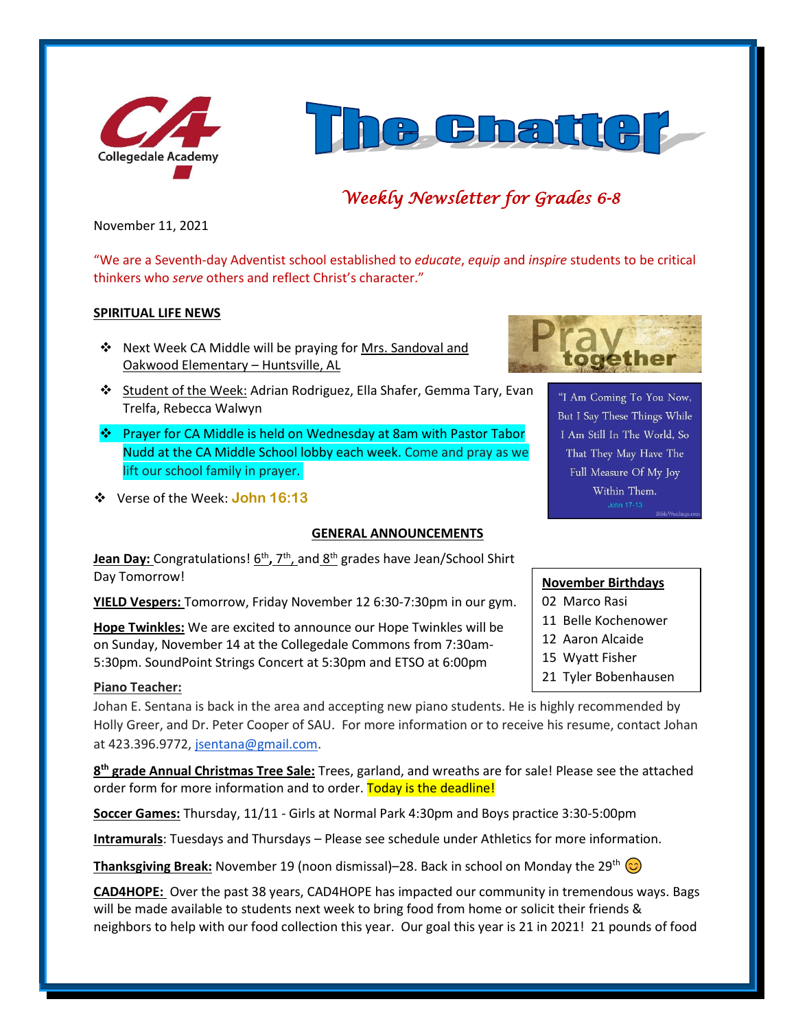Collegedale Academy

# The Chatter

*Weekly Newsletter for Grades 6-8*

November 11, 2021

"We are a Seventh-day Adventist school established to *educate*, *equip* and *inspire* students to be critical thinkers who *serve* others and reflect Christ's character."

## SPIRITUAL LIFE NEWS

- Next Week CA Middle will be praying for Mrs. Sandoval and Oakwood Elementary – Huntsville, AL
- Student of the Week: Adrian Rodriguez, Ella Shafer, Gemma Tary, Evan Trelfa, Rebecca Walwyn
- Prayer for CA Middle is held on Wednesday at 8am with Pastor Tabor Nudd at the CA Middle School lobby each week. Come and pray as we lift our school family in prayer.
- Verse of the Week: **John 16:13**

Pray together

"I Am Coming To You Now, But I Say These Things While I Am Still In The World, So That They May Have The Full Measure Of My Joy Within Them.
John 17-13

## GENERAL ANNOUNCEMENTS

**Jean Day:** Congratulations! 6th, 7th, and 8th grades have Jean/School Shirt Day Tomorrow!

**YIELD Vespers:** Tomorrow, Friday November 12 6:30-7:30pm in our gym.

**Hope Twinkles:** We are excited to announce our Hope Twinkles will be on Sunday, November 14 at the Collegedale Commons from 7:30am-5:30pm. SoundPoint Strings Concert at 5:30pm and ETSO at 6:00pm

**November Birthdays**

02 Marco Rasi
11 Belle Kochenower
12 Aaron Alcaide
15 Wyatt Fisher
21 Tyler Bobenhausen

**Piano Teacher:**

Johan E. Sentana is back in the area and accepting new piano students. He is highly recommended by Holly Greer, and Dr. Peter Cooper of SAU. For more information or to receive his resume, contact Johan at 423.396.9772, jsentana@gmail.com.

**8th grade Annual Christmas Tree Sale:** Trees, garland, and wreaths are for sale! Please see the attached order form for more information and to order. Today is the deadline!

**Soccer Games:** Thursday, 11/11 - Girls at Normal Park 4:30pm and Boys practice 3:30-5:00pm

**Intramurals**: Tuesdays and Thursdays – Please see schedule under Athletics for more information.

**Thanksgiving Break:** November 19 (noon dismissal)–28. Back in school on Monday the 29th 😊

**CAD4HOPE:** Over the past 38 years, CAD4HOPE has impacted our community in tremendous ways. Bags will be made available to students next week to bring food from home or solicit their friends & neighbors to help with our food collection this year. Our goal this year is 21 in 2021! 21 pounds of food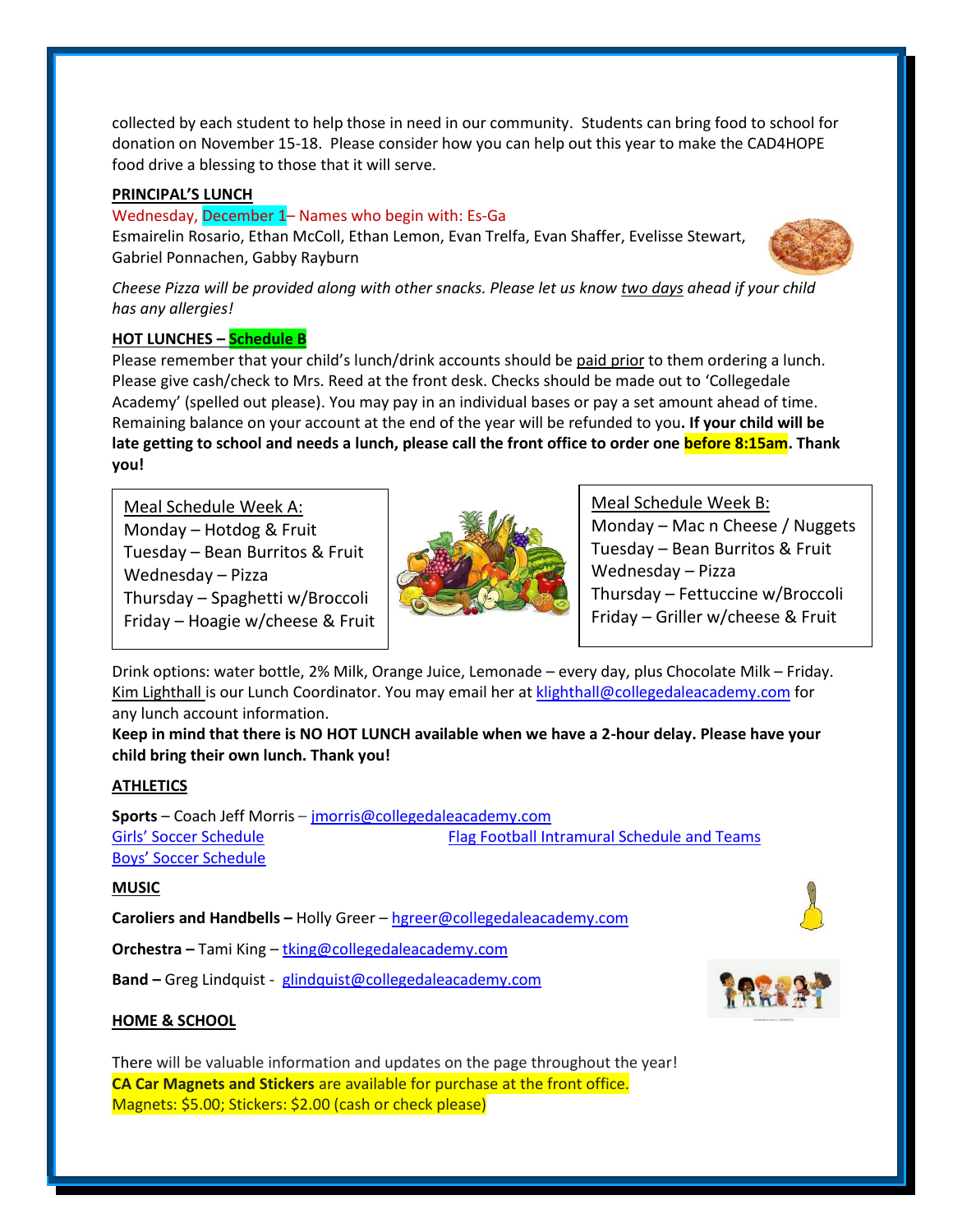collected by each student to help those in need in our community. Students can bring food to school for donation on November 15-18. Please consider how you can help out this year to make the CAD4HOPE food drive a blessing to those that it will serve.

## PRINCIPAL'S LUNCH

Wednesday, December 1– Names who begin with: Es-Ga

Esmairelin Rosario, Ethan McColl, Ethan Lemon, Evan Trelfa, Evan Shaffer, Evelisse Stewart, Gabriel Ponnachen, Gabby Rayburn

*Cheese Pizza will be provided along with other snacks. Please let us know two days ahead if your child has any allergies!*

## HOT LUNCHES – Schedule B

Please remember that your child's lunch/drink accounts should be paid prior to them ordering a lunch. Please give cash/check to Mrs. Reed at the front desk. Checks should be made out to 'Collegedale Academy' (spelled out please). You may pay in an individual bases or pay a set amount ahead of time. Remaining balance on your account at the end of the year will be refunded to you**. If your child will be late getting to school and needs a lunch, please call the front office to order one before 8:15am. Thank you!**

Meal Schedule Week A:
- Monday – Hotdog & Fruit
- Tuesday – Bean Burritos & Fruit
- Wednesday – Pizza
- Thursday – Spaghetti w/Broccoli
- Friday – Hoagie w/cheese & Fruit

Meal Schedule Week B:
- Monday – Mac n Cheese / Nuggets
- Tuesday – Bean Burritos & Fruit
- Wednesday – Pizza
- Thursday – Fettuccine w/Broccoli
- Friday – Griller w/cheese & Fruit

Drink options: water bottle, 2% Milk, Orange Juice, Lemonade – every day, plus Chocolate Milk – Friday. Kim Lighthall is our Lunch Coordinator. You may email her at klighthall@collegedaleacademy.com for any lunch account information.

**Keep in mind that there is NO HOT LUNCH available when we have a 2-hour delay. Please have your child bring their own lunch. Thank you!**

## ATHLETICS

**Sports** – Coach Jeff Morris – jmorris@collegedaleacademy.com

Girls' Soccer Schedule

Boys' Soccer Schedule

Flag Football Intramural Schedule and Teams

## MUSIC

**Caroliers and Handbells –** Holly Greer – hgreer@collegedaleacademy.com

**Orchestra –** Tami King – tking@collegedaleacademy.com

**Band –** Greg Lindquist - glindquist@collegedaleacademy.com

## HOME & SCHOOL

There will be valuable information and updates on the page throughout the year!

**CA Car Magnets and Stickers** are available for purchase at the front office.

Magnets: $5.00; Stickers: $2.00 (cash or check please)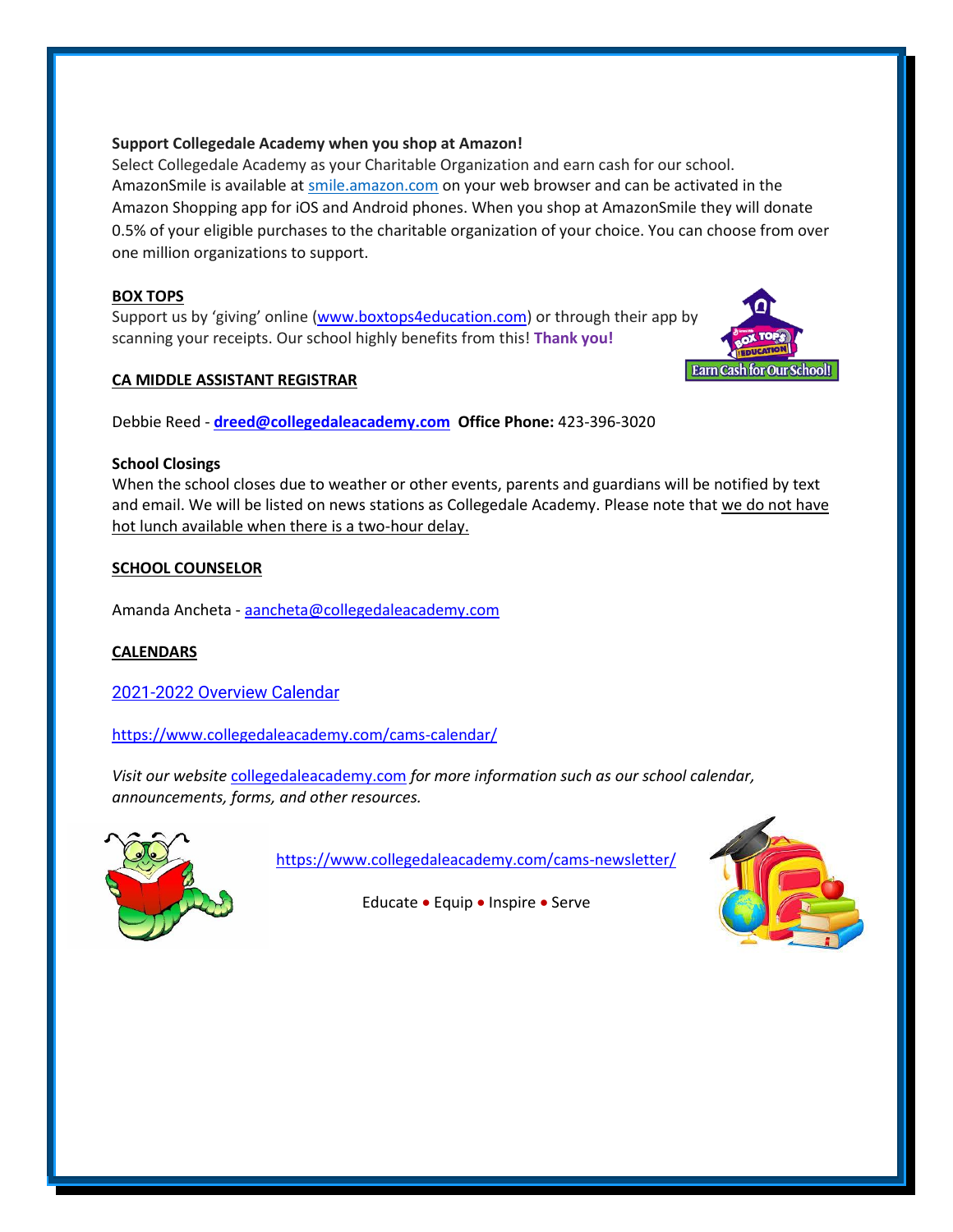**Support Collegedale Academy when you shop at Amazon!**

Select Collegedale Academy as your Charitable Organization and earn cash for our school. AmazonSmile is available at smile.amazon.com on your web browser and can be activated in the Amazon Shopping app for iOS and Android phones. When you shop at AmazonSmile they will donate 0.5% of your eligible purchases to the charitable organization of your choice. You can choose from over one million organizations to support.

**BOX TOPS**

Support us by 'giving' online (www.boxtops4education.com) or through their app by scanning your receipts. Our school highly benefits from this! **Thank you!**

**CA MIDDLE ASSISTANT REGISTRAR**

Debbie Reed - **dreed@collegedaleacademy.com** **Office Phone:** 423-396-3020

**School Closings**

When the school closes due to weather or other events, parents and guardians will be notified by text and email. We will be listed on news stations as Collegedale Academy. Please note that we do not have hot lunch available when there is a two-hour delay.

**SCHOOL COUNSELOR**

Amanda Ancheta - aancheta@collegedaleacademy.com

**CALENDARS**

2021-2022 Overview Calendar

https://www.collegedaleacademy.com/cams-calendar/

*Visit our website* collegedaleacademy.com *for more information such as our school calendar, announcements, forms, and other resources.*

https://www.collegedaleacademy.com/cams-newsletter/

Educate • Equip • Inspire • Serve